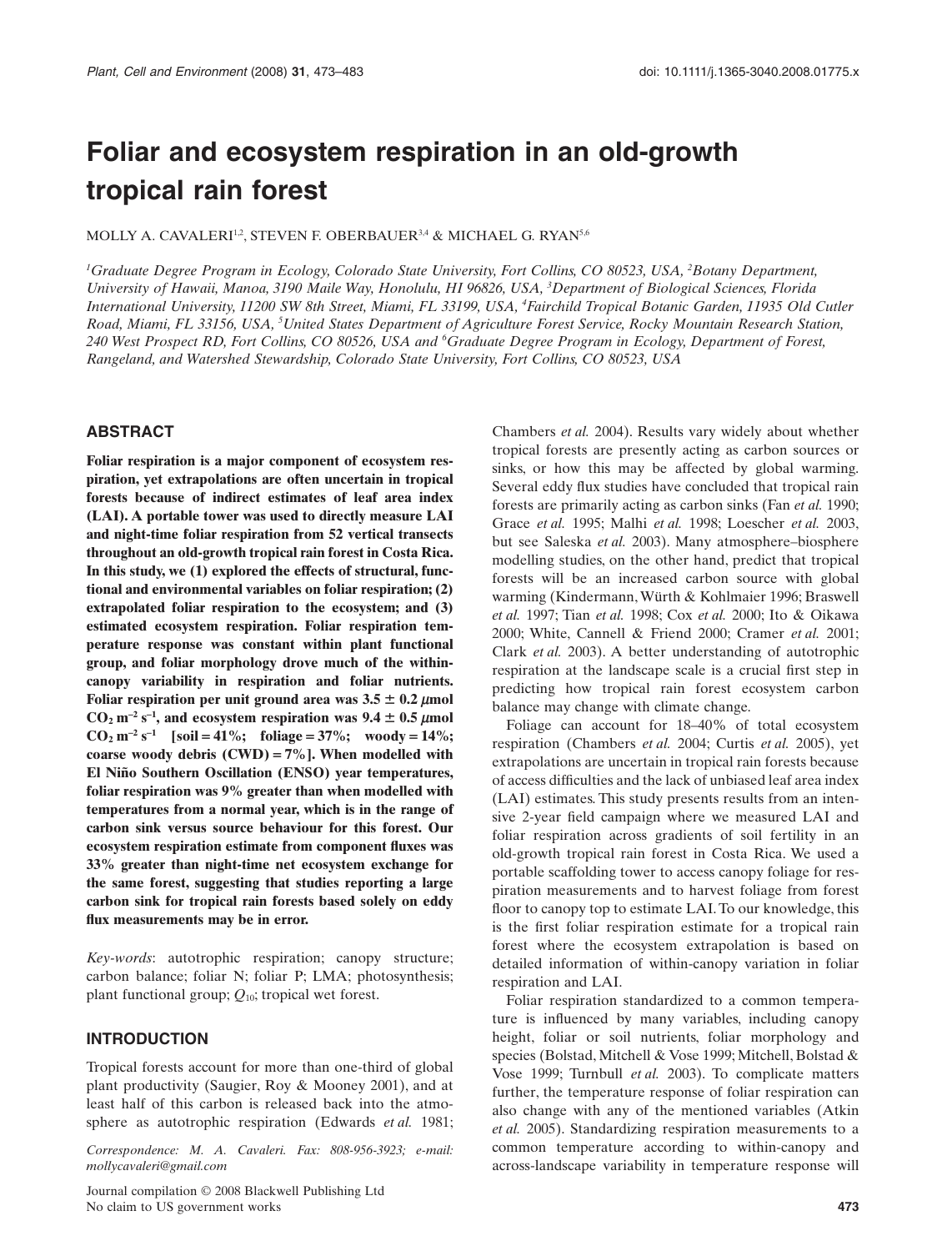# Foliar and ecosystem respiration in an old-growth tropical rain forest

MOLLY A. CAVALERI[1,2], STEVEN F. OBERBAUER[3,4] & MICHAEL G. RYAN[5,6]

[1]*Graduate Degree Program in Ecology, Colorado State University, Fort Collins, CO 80523, USA,* [2]*Botany Department, University of Hawaii, Manoa, 3190 Maile Way, Honolulu, HI 96826, USA,* [3]*Department of Biological Sciences, Florida International University, 11200 SW 8th Street, Miami, FL 33199, USA,* [4]*Fairchild Tropical Botanic Garden, 11935 Old Cutler Road, Miami, FL 33156, USA,* [5]*United States Department of Agriculture Forest Service, Rocky Mountain Research Station, 240 West Prospect RD, Fort Collins, CO 80526, USA and* [6]*Graduate Degree Program in Ecology, Department of Forest, Rangeland, and Watershed Stewardship, Colorado State University, Fort Collins, CO 80523, USA*

## ABSTRACT

**Foliar respiration is a major component of ecosystem respiration, yet extrapolations are often uncertain in tropical forests because of indirect estimates of leaf area index (LAI). A portable tower was used to directly measure LAI and night-time foliar respiration from 52 vertical transects throughout an old-growth tropical rain forest in Costa Rica. In this study, we (1) explored the effects of structural, functional and environmental variables on foliar respiration; (2) extrapolated foliar respiration to the ecosystem; and (3) estimated ecosystem respiration. Foliar respiration temperature response was constant within plant functional group, and foliar morphology drove much of the within-canopy variability in respiration and foliar nutrients. Foliar respiration per unit ground area was 3.5 ± 0.2 μmol $CO_2$ $m^{-2}$ $s^{-1}$, and ecosystem respiration was 9.4 ± 0.5 μmol $CO_2$ $m^{-2}$ $s^{-1}$ [soil = 41%; foliage = 37%; woody = 14%; coarse woody debris (CWD) = 7%]. When modelled with El Niño Southern Oscillation (ENSO) year temperatures, foliar respiration was 9% greater than when modelled with temperatures from a normal year, which is in the range of carbon sink versus source behaviour for this forest. Our ecosystem respiration estimate from component fluxes was 33% greater than night-time net ecosystem exchange for the same forest, suggesting that studies reporting a large carbon sink for tropical rain forests based solely on eddy flux measurements may be in error.**

*Key-words*: autotrophic respiration; canopy structure; carbon balance; foliar N; foliar P; LMA; photosynthesis; plant functional group; $Q_{10}$; tropical wet forest.

## INTRODUCTION

Tropical forests account for more than one-third of global plant productivity (Saugier, Roy & Mooney 2001), and at least half of this carbon is released back into the atmosphere as autotrophic respiration (Edwards *et al.* 1981; Chambers *et al.* 2004). Results vary widely about whether tropical forests are presently acting as carbon sources or sinks, or how this may be affected by global warming. Several eddy flux studies have concluded that tropical rain forests are primarily acting as carbon sinks (Fan *et al.* 1990; Grace *et al.* 1995; Malhi *et al.* 1998; Loescher *et al.* 2003, but see Saleska *et al.* 2003). Many atmosphere–biosphere modelling studies, on the other hand, predict that tropical forests will be an increased carbon source with global warming (Kindermann, Würth & Kohlmaier 1996; Braswell *et al.* 1997; Tian *et al.* 1998; Cox *et al.* 2000; Ito & Oikawa 2000; White, Cannell & Friend 2000; Cramer *et al.* 2001; Clark *et al.* 2003). A better understanding of autotrophic respiration at the landscape scale is a crucial first step in predicting how tropical rain forest ecosystem carbon balance may change with climate change.

Foliage can account for 18–40% of total ecosystem respiration (Chambers *et al.* 2004; Curtis *et al.* 2005), yet extrapolations are uncertain in tropical rain forests because of access difficulties and the lack of unbiased leaf area index (LAI) estimates. This study presents results from an intensive 2-year field campaign where we measured LAI and foliar respiration across gradients of soil fertility in an old-growth tropical rain forest in Costa Rica. We used a portable scaffolding tower to access canopy foliage for respiration measurements and to harvest foliage from forest floor to canopy top to estimate LAI. To our knowledge, this is the first foliar respiration estimate for a tropical rain forest where the ecosystem extrapolation is based on detailed information of within-canopy variation in foliar respiration and LAI.

Foliar respiration standardized to a common temperature is influenced by many variables, including canopy height, foliar or soil nutrients, foliar morphology and species (Bolstad, Mitchell & Vose 1999; Mitchell, Bolstad & Vose 1999; Turnbull *et al.* 2003). To complicate matters further, the temperature response of foliar respiration can also change with any of the mentioned variables (Atkin *et al.* 2005). Standardizing respiration measurements to a common temperature according to within-canopy and across-landscape variability in temperature response will

*Correspondence: M. A. Cavaleri. Fax: 808-956-3923; e-mail: mollycavaleri@gmail.com*

Journal compilation © 2008 Blackwell Publishing Ltd
No claim to US government works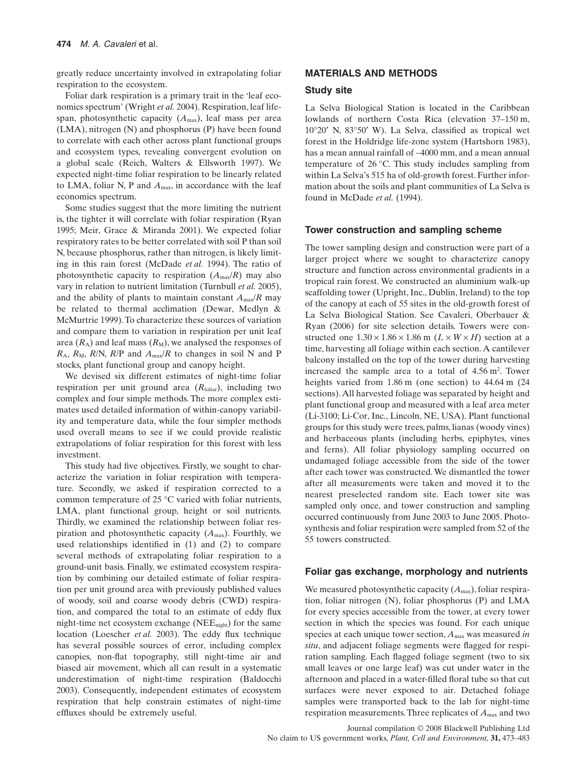greatly reduce uncertainty involved in extrapolating foliar respiration to the ecosystem.

Foliar dark respiration is a primary trait in the 'leaf economics spectrum' (Wright *et al.* 2004). Respiration, leaf lifespan, photosynthetic capacity ($A_{max}$), leaf mass per area (LMA), nitrogen (N) and phosphorus (P) have been found to correlate with each other across plant functional groups and ecosystem types, revealing convergent evolution on a global scale (Reich, Walters & Ellsworth 1997). We expected night-time foliar respiration to be linearly related to LMA, foliar N, P and $A_{max}$, in accordance with the leaf economics spectrum.

Some studies suggest that the more limiting the nutrient is, the tighter it will correlate with foliar respiration (Ryan 1995; Meir, Grace & Miranda 2001). We expected foliar respiratory rates to be better correlated with soil P than soil N, because phosphorus, rather than nitrogen, is likely limiting in this rain forest (McDade *et al.* 1994). The ratio of photosynthetic capacity to respiration ($A_{max}/R$) may also vary in relation to nutrient limitation (Turnbull *et al.* 2005), and the ability of plants to maintain constant $A_{max}/R$ may be related to thermal acclimation (Dewar, Medlyn & McMurtrie 1999). To characterize these sources of variation and compare them to variation in respiration per unit leaf area ($R_A$) and leaf mass ($R_M$), we analysed the responses of $R_A$, $R_M$, $R$/N, $R$/P and $A_{max}/R$ to changes in soil N and P stocks, plant functional group and canopy height.

We devised six different estimates of night-time foliar respiration per unit ground area ($R_{foliar}$), including two complex and four simple methods. The more complex estimates used detailed information of within-canopy variability and temperature data, while the four simpler methods used overall means to see if we could provide realistic extrapolations of foliar respiration for this forest with less investment.

This study had five objectives. Firstly, we sought to characterize the variation in foliar respiration with temperature. Secondly, we asked if respiration corrected to a common temperature of 25 °C varied with foliar nutrients, LMA, plant functional group, height or soil nutrients. Thirdly, we examined the relationship between foliar respiration and photosynthetic capacity ($A_{max}$). Fourthly, we used relationships identified in (1) and (2) to compare several methods of extrapolating foliar respiration to a ground-unit basis. Finally, we estimated ecosystem respiration by combining our detailed estimate of foliar respiration per unit ground area with previously published values of woody, soil and coarse woody debris (CWD) respiration, and compared the total to an estimate of eddy flux night-time net ecosystem exchange ($NEE_{night}$) for the same location (Loescher *et al.* 2003). The eddy flux technique has several possible sources of error, including complex canopies, non-flat topography, still night-time air and biased air movement, which all can result in a systematic underestimation of night-time respiration (Baldocchi 2003). Consequently, independent estimates of ecosystem respiration that help constrain estimates of night-time effluxes should be extremely useful.

## MATERIALS AND METHODS

### Study site

La Selva Biological Station is located in the Caribbean lowlands of northern Costa Rica (elevation 37–150 m, 10°20′ N, 83°50′ W). La Selva, classified as tropical wet forest in the Holdridge life-zone system (Hartshorn 1983), has a mean annual rainfall of ~4000 mm, and a mean annual temperature of 26 °C. This study includes sampling from within La Selva's 515 ha of old-growth forest. Further information about the soils and plant communities of La Selva is found in McDade *et al.* (1994).

### Tower construction and sampling scheme

The tower sampling design and construction were part of a larger project where we sought to characterize canopy structure and function across environmental gradients in a tropical rain forest. We constructed an aluminium walk-up scaffolding tower (Upright, Inc., Dublin, Ireland) to the top of the canopy at each of 55 sites in the old-growth forest of La Selva Biological Station. See Cavaleri, Oberbauer & Ryan (2006) for site selection details. Towers were constructed one $1.30 \times 1.86 \times 1.86$ m ($L \times W \times H$) section at a time, harvesting all foliage within each section. A cantilever balcony installed on the top of the tower during harvesting increased the sample area to a total of 4.56 m$^2$. Tower heights varied from 1.86 m (one section) to 44.64 m (24 sections). All harvested foliage was separated by height and plant functional group and measured with a leaf area meter (Li-3100; Li-Cor, Inc., Lincoln, NE, USA). Plant functional groups for this study were trees, palms, lianas (woody vines) and herbaceous plants (including herbs, epiphytes, vines and ferns). All foliar physiology sampling occurred on undamaged foliage accessible from the side of the tower after each tower was constructed. We dismantled the tower after all measurements were taken and moved it to the nearest preselected random site. Each tower site was sampled only once, and tower construction and sampling occurred continuously from June 2003 to June 2005. Photosynthesis and foliar respiration were sampled from 52 of the 55 towers constructed.

### Foliar gas exchange, morphology and nutrients

We measured photosynthetic capacity ($A_{max}$), foliar respiration, foliar nitrogen (N), foliar phosphorus (P) and LMA for every species accessible from the tower, at every tower section in which the species was found. For each unique species at each unique tower section, $A_{max}$ was measured *in situ*, and adjacent foliage segments were flagged for respiration sampling. Each flagged foliage segment (two to six small leaves or one large leaf) was cut under water in the afternoon and placed in a water-filled floral tube so that cut surfaces were never exposed to air. Detached foliage samples were transported back to the lab for night-time respiration measurements. Three replicates of $A_{max}$ and two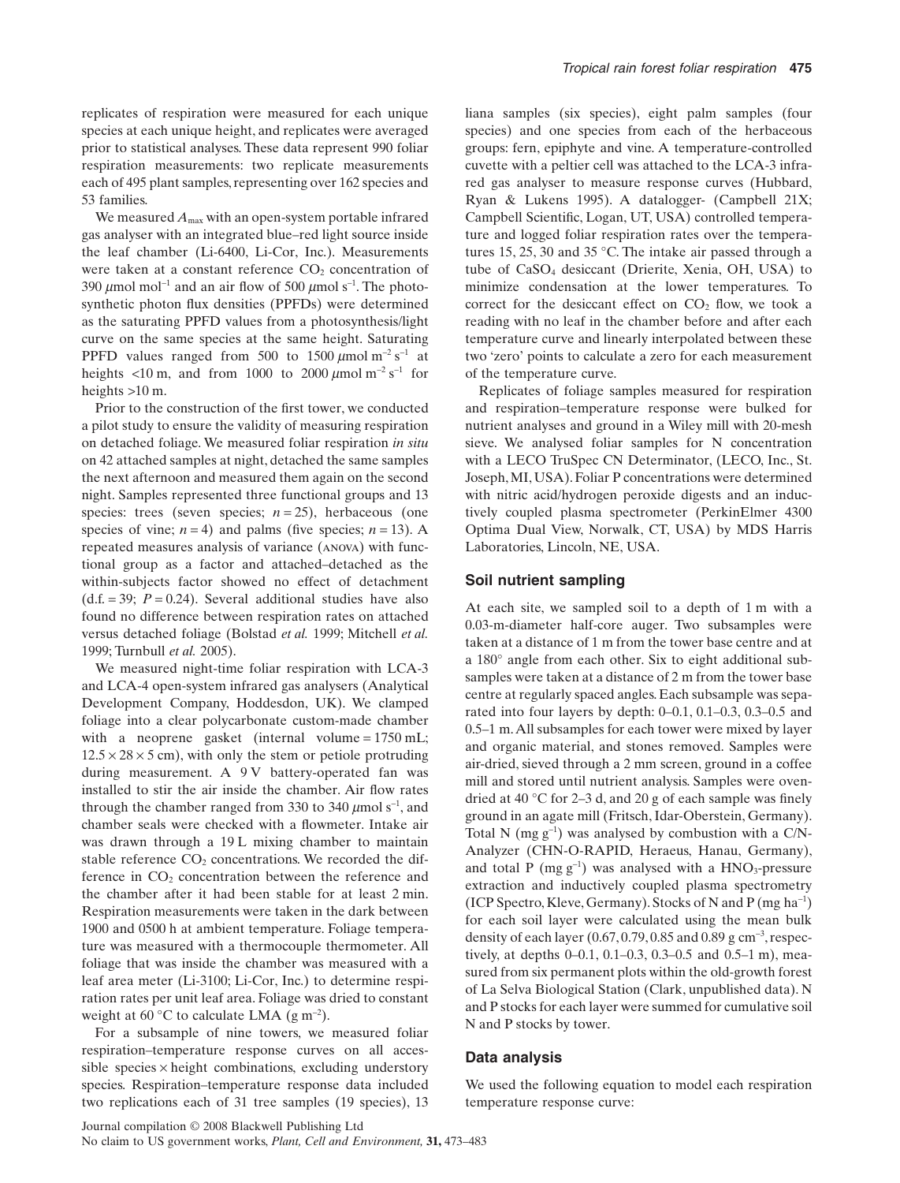replicates of respiration were measured for each unique species at each unique height, and replicates were averaged prior to statistical analyses. These data represent 990 foliar respiration measurements: two replicate measurements each of 495 plant samples, representing over 162 species and 53 families.

We measured $A_{max}$ with an open-system portable infrared gas analyser with an integrated blue–red light source inside the leaf chamber (Li-6400, Li-Cor, Inc.). Measurements were taken at a constant reference $CO_2$ concentration of 390 $\mu$mol mol$^{-1}$ and an air flow of 500 $\mu$mol s$^{-1}$. The photosynthetic photon flux densities (PPFDs) were determined as the saturating PPFD values from a photosynthesis/light curve on the same species at the same height. Saturating PPFD values ranged from 500 to 1500 $\mu$mol m$^{-2}$ s$^{-1}$ at heights <10 m, and from 1000 to 2000 $\mu$mol m$^{-2}$ s$^{-1}$ for heights >10 m.

Prior to the construction of the first tower, we conducted a pilot study to ensure the validity of measuring respiration on detached foliage. We measured foliar respiration *in situ* on 42 attached samples at night, detached the same samples the next afternoon and measured them again on the second night. Samples represented three functional groups and 13 species: trees (seven species; $n = 25$), herbaceous (one species of vine; $n = 4$) and palms (five species; $n = 13$). A repeated measures analysis of variance (ANOVA) with functional group as a factor and attached–detached as the within-subjects factor showed no effect of detachment (d.f. = 39; $P = 0.24$). Several additional studies have also found no difference between respiration rates on attached versus detached foliage (Bolstad *et al.* 1999; Mitchell *et al.* 1999; Turnbull *et al.* 2005).

We measured night-time foliar respiration with LCA-3 and LCA-4 open-system infrared gas analysers (Analytical Development Company, Hoddesdon, UK). We clamped foliage into a clear polycarbonate custom-made chamber with a neoprene gasket (internal volume = 1750 mL; $12.5 \times 28 \times 5$ cm), with only the stem or petiole protruding during measurement. A 9 V battery-operated fan was installed to stir the air inside the chamber. Air flow rates through the chamber ranged from 330 to 340 $\mu$mol s$^{-1}$, and chamber seals were checked with a flowmeter. Intake air was drawn through a 19 L mixing chamber to maintain stable reference $CO_2$ concentrations. We recorded the difference in $CO_2$ concentration between the reference and the chamber after it had been stable for at least 2 min. Respiration measurements were taken in the dark between 1900 and 0500 h at ambient temperature. Foliage temperature was measured with a thermocouple thermometer. All foliage that was inside the chamber was measured with a leaf area meter (Li-3100; Li-Cor, Inc.) to determine respiration rates per unit leaf area. Foliage was dried to constant weight at 60 °C to calculate LMA (g m$^{-2}$).

For a subsample of nine towers, we measured foliar respiration–temperature response curves on all accessible species × height combinations, excluding understory species. Respiration–temperature response data included two replications each of 31 tree samples (19 species), 13 liana samples (six species), eight palm samples (four species) and one species from each of the herbaceous groups: fern, epiphyte and vine. A temperature-controlled cuvette with a peltier cell was attached to the LCA-3 infrared gas analyser to measure response curves (Hubbard, Ryan & Lukens 1995). A datalogger- (Campbell 21X; Campbell Scientific, Logan, UT, USA) controlled temperature and logged foliar respiration rates over the temperatures 15, 25, 30 and 35 °C. The intake air passed through a tube of $CaSO_4$ desiccant (Drierite, Xenia, OH, USA) to minimize condensation at the lower temperatures. To correct for the desiccant effect on $CO_2$ flow, we took a reading with no leaf in the chamber before and after each temperature curve and linearly interpolated between these two 'zero' points to calculate a zero for each measurement of the temperature curve.

Replicates of foliage samples measured for respiration and respiration–temperature response were bulked for nutrient analyses and ground in a Wiley mill with 20-mesh sieve. We analysed foliar samples for N concentration with a LECO TruSpec CN Determinator, (LECO, Inc., St. Joseph, MI, USA). Foliar P concentrations were determined with nitric acid/hydrogen peroxide digests and an inductively coupled plasma spectrometer (PerkinElmer 4300 Optima Dual View, Norwalk, CT, USA) by MDS Harris Laboratories, Lincoln, NE, USA.

## Soil nutrient sampling

At each site, we sampled soil to a depth of 1 m with a 0.03-m-diameter half-core auger. Two subsamples were taken at a distance of 1 m from the tower base centre and at a 180° angle from each other. Six to eight additional subsamples were taken at a distance of 2 m from the tower base centre at regularly spaced angles. Each subsample was separated into four layers by depth: 0–0.1, 0.1–0.3, 0.3–0.5 and 0.5–1 m. All subsamples for each tower were mixed by layer and organic material, and stones removed. Samples were air-dried, sieved through a 2 mm screen, ground in a coffee mill and stored until nutrient analysis. Samples were oven-dried at 40 °C for 2–3 d, and 20 g of each sample was finely ground in an agate mill (Fritsch, Idar-Oberstein, Germany). Total N (mg g$^{-1}$) was analysed by combustion with a C/N-Analyzer (CHN-O-RAPID, Heraeus, Hanau, Germany), and total P (mg g$^{-1}$) was analysed with a $HNO_3$-pressure extraction and inductively coupled plasma spectrometry (ICP Spectro, Kleve, Germany). Stocks of N and P (mg ha$^{-1}$) for each soil layer were calculated using the mean bulk density of each layer (0.67, 0.79, 0.85 and 0.89 g cm$^{-3}$, respectively, at depths 0–0.1, 0.1–0.3, 0.3–0.5 and 0.5–1 m), measured from six permanent plots within the old-growth forest of La Selva Biological Station (Clark, unpublished data). N and P stocks for each layer were summed for cumulative soil N and P stocks by tower.

## Data analysis

We used the following equation to model each respiration temperature response curve: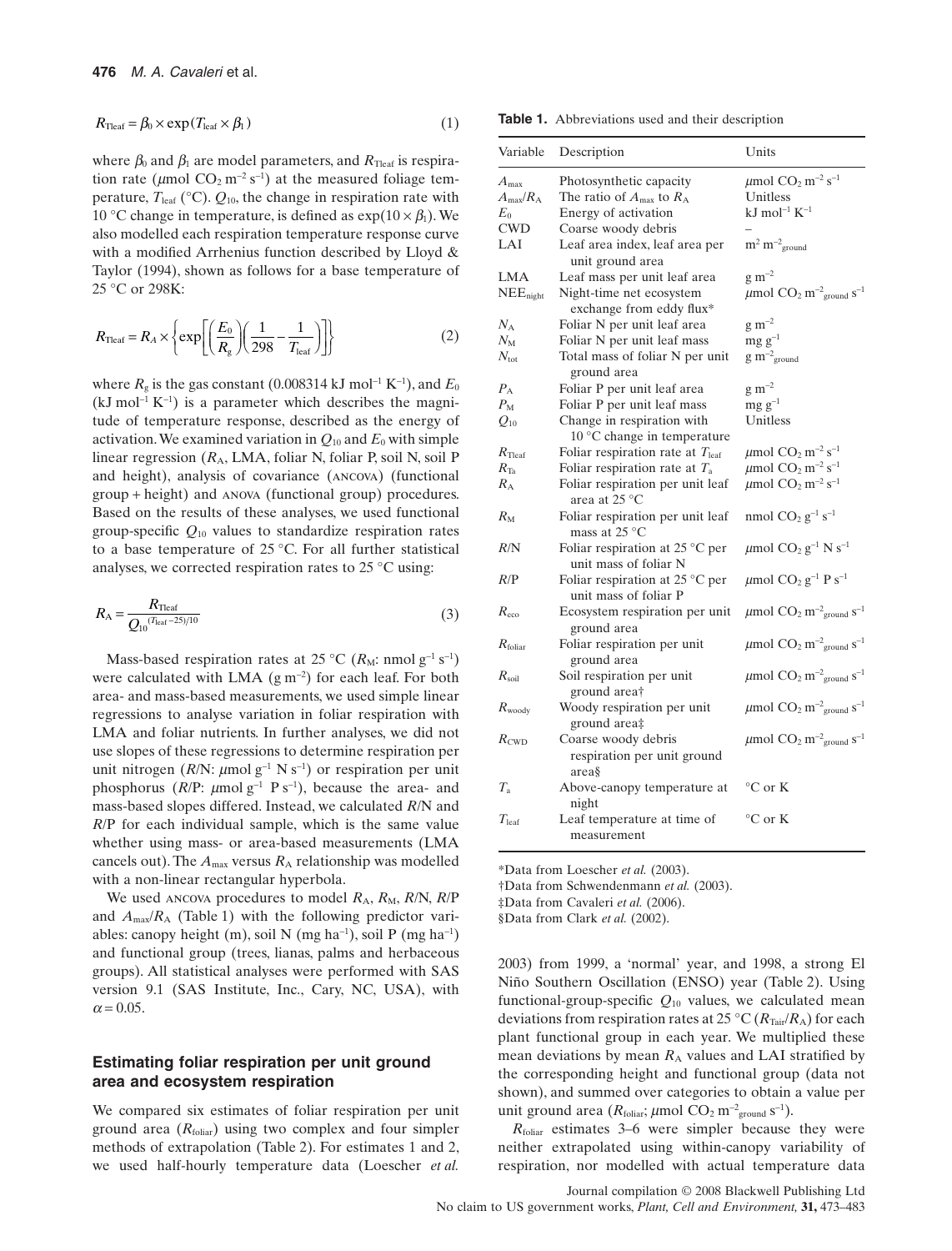$$R_{\mathrm{Tleaf}} = \beta_0 \times \exp(T_{\mathrm{leaf}} \times \beta_1) \tag{1}$$

where $\beta_0$ and $\beta_1$ are model parameters, and $R_{\mathrm{Tleaf}}$ is respiration rate ($\mu$mol $CO_2$ m$^{-2}$ s$^{-1}$) at the measured foliage temperature, $T_{\mathrm{leaf}}$ (°C). $Q_{10}$, the change in respiration rate with 10 °C change in temperature, is defined as $\exp(10 \times \beta_1)$. We also modelled each respiration temperature response curve with a modified Arrhenius function described by Lloyd & Taylor (1994), shown as follows for a base temperature of 25 °C or 298K:

$$R_{\mathrm{Tleaf}} = R_A \times \left\{ \exp\left[ \left( \frac{E_0}{R_g} \right) \left( \frac{1}{298} - \frac{1}{T_{\mathrm{leaf}}} \right) \right] \right\} \tag{2}$$

where $R_g$ is the gas constant (0.008314 kJ mol$^{-1}$ K$^{-1}$), and $E_0$ (kJ mol$^{-1}$ K$^{-1}$) is a parameter which describes the magnitude of temperature response, described as the energy of activation. We examined variation in $Q_{10}$ and $E_0$ with simple linear regression ($R_A$, LMA, foliar N, foliar P, soil N, soil P and height), analysis of covariance (ANCOVA) (functional group + height) and ANOVA (functional group) procedures. Based on the results of these analyses, we used functional group-specific $Q_{10}$ values to standardize respiration rates to a base temperature of 25 °C. For all further statistical analyses, we corrected respiration rates to 25 °C using:

$$R_A = \frac{R_{\mathrm{Tleaf}}}{Q_{10}^{(T_{\mathrm{leaf}}-25)/10}} \tag{3}$$

Mass-based respiration rates at 25 °C ($R_M$: nmol g$^{-1}$ s$^{-1}$) were calculated with LMA (g m$^{-2}$) for each leaf. For both area- and mass-based measurements, we used simple linear regressions to analyse variation in foliar respiration with LMA and foliar nutrients. In further analyses, we did not use slopes of these regressions to determine respiration per unit nitrogen ($R$/N: $\mu$mol g$^{-1}$ N s$^{-1}$) or respiration per unit phosphorus ($R$/P: $\mu$mol g$^{-1}$ P s$^{-1}$), because the area- and mass-based slopes differed. Instead, we calculated $R$/N and $R$/P for each individual sample, which is the same value whether using mass- or area-based measurements (LMA cancels out). The $A_{\max}$ versus $R_A$ relationship was modelled with a non-linear rectangular hyperbola.

We used ANCOVA procedures to model $R_A$, $R_M$, $R$/N, $R$/P and $A_{\max}/R_A$ (Table 1) with the following predictor variables: canopy height (m), soil N (mg ha$^{-1}$), soil P (mg ha$^{-1}$) and functional group (trees, lianas, palms and herbaceous groups). All statistical analyses were performed with SAS version 9.1 (SAS Institute, Inc., Cary, NC, USA), with $\alpha = 0.05$.

## Estimating foliar respiration per unit ground area and ecosystem respiration

We compared six estimates of foliar respiration per unit ground area ($R_{\mathrm{foliar}}$) using two complex and four simpler methods of extrapolation (Table 2). For estimates 1 and 2, we used half-hourly temperature data (Loescher *et al.* 2003) from 1999, a 'normal' year, and 1998, a strong El Niño Southern Oscillation (ENSO) year (Table 2). Using functional-group-specific $Q_{10}$ values, we calculated mean deviations from respiration rates at 25 °C ($R_{\mathrm{Tair}}/R_A$) for each plant functional group in each year. We multiplied these mean deviations by mean $R_A$ values and LAI stratified by the corresponding height and functional group (data not shown), and summed over categories to obtain a value per unit ground area ($R_{\mathrm{foliar}}$; $\mu$mol $CO_2$ m$^{-2}_{\mathrm{ground}}$ s$^{-1}$).

$R_{\mathrm{foliar}}$ estimates 3–6 were simpler because they were neither extrapolated using within-canopy variability of respiration, nor modelled with actual temperature data

**Table 1.** Abbreviations used and their description

| Variable | Description | Units |
|---|---|---|
| $A_{\max}$ | Photosynthetic capacity | $\mu$mol $CO_2$ m$^{-2}$ s$^{-1}$ |
| $A_{\max}/R_A$ | The ratio of $A_{\max}$ to $R_A$ | Unitless |
| $E_0$ | Energy of activation | kJ mol$^{-1}$ K$^{-1}$ |
| CWD | Coarse woody debris | – |
| LAI | Leaf area index, leaf area per unit ground area | m$^2$ m$^{-2}_{\mathrm{ground}}$ |
| LMA | Leaf mass per unit leaf area | g m$^{-2}$ |
| $\mathrm{NEE}_{\mathrm{night}}$ | Night-time net ecosystem exchange from eddy flux* | $\mu$mol $CO_2$ m$^{-2}_{\mathrm{ground}}$ s$^{-1}$ |
| $N_A$ | Foliar N per unit leaf area | g m$^{-2}$ |
| $N_M$ | Foliar N per unit leaf mass | mg g$^{-1}$ |
| $N_{\mathrm{tot}}$ | Total mass of foliar N per unit ground area | g m$^{-2}_{\mathrm{ground}}$ |
| $P_A$ | Foliar P per unit leaf area | g m$^{-2}$ |
| $P_M$ | Foliar P per unit leaf mass | mg g$^{-1}$ |
| $Q_{10}$ | Change in respiration with 10 °C change in temperature | Unitless |
| $R_{\mathrm{Tleaf}}$ | Foliar respiration rate at $T_{\mathrm{leaf}}$ | $\mu$mol $CO_2$ m$^{-2}$ s$^{-1}$ |
| $R_{\mathrm{Ta}}$ | Foliar respiration rate at $T_a$ | $\mu$mol $CO_2$ m$^{-2}$ s$^{-1}$ |
| $R_A$ | Foliar respiration per unit leaf area at 25 °C | $\mu$mol $CO_2$ m$^{-2}$ s$^{-1}$ |
| $R_M$ | Foliar respiration per unit leaf mass at 25 °C | nmol $CO_2$ g$^{-1}$ s$^{-1}$ |
| $R$/N | Foliar respiration at 25 °C per unit mass of foliar N | $\mu$mol $CO_2$ g$^{-1}$ N s$^{-1}$ |
| $R$/P | Foliar respiration at 25 °C per unit mass of foliar P | $\mu$mol $CO_2$ g$^{-1}$ P s$^{-1}$ |
| $R_{\mathrm{eco}}$ | Ecosystem respiration per unit ground area | $\mu$mol $CO_2$ m$^{-2}_{\mathrm{ground}}$ s$^{-1}$ |
| $R_{\mathrm{foliar}}$ | Foliar respiration per unit ground area | $\mu$mol $CO_2$ m$^{-2}_{\mathrm{ground}}$ s$^{-1}$ |
| $R_{\mathrm{soil}}$ | Soil respiration per unit ground area† | $\mu$mol $CO_2$ m$^{-2}_{\mathrm{ground}}$ s$^{-1}$ |
| $R_{\mathrm{woody}}$ | Woody respiration per unit ground area‡ | $\mu$mol $CO_2$ m$^{-2}_{\mathrm{ground}}$ s$^{-1}$ |
| $R_{\mathrm{CWD}}$ | Coarse woody debris respiration per unit ground area§ | $\mu$mol $CO_2$ m$^{-2}_{\mathrm{ground}}$ s$^{-1}$ |
| $T_a$ | Above-canopy temperature at night | °C or K |
| $T_{\mathrm{leaf}}$ | Leaf temperature at time of measurement | °C or K |

*Data from Loescher *et al.* (2003).
†Data from Schwendenmann *et al.* (2003).
‡Data from Cavaleri *et al.* (2006).
§Data from Clark *et al.* (2002).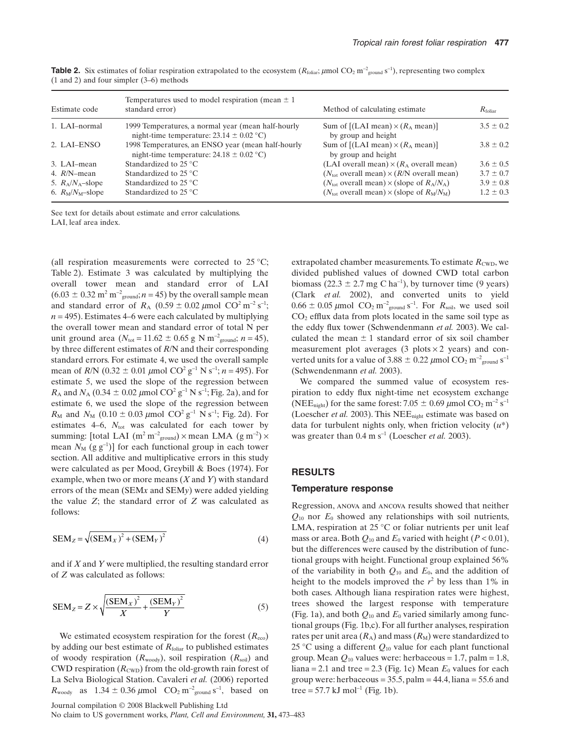**Table 2.** Six estimates of foliar respiration extrapolated to the ecosystem ($R_{foliar}$; $\mu$mol $CO_2$ $m^{-2}_{ground}$ $s^{-1}$), representing two complex (1 and 2) and four simpler (3–6) methods

| Estimate code | Temperatures used to model respiration (mean ± 1 standard error) | Method of calculating estimate | $R_{foliar}$ |
|---|---|---|---|
| 1. LAI–normal | 1999 Temperatures, a normal year (mean half-hourly night-time temperature: 23.14 ± 0.02 °C) | Sum of [(LAI mean) × ($R_A$ mean)] by group and height | 3.5 ± 0.2 |
| 2. LAI–ENSO | 1998 Temperatures, an ENSO year (mean half-hourly night-time temperature: 24.18 ± 0.02 °C) | Sum of [(LAI mean) × ($R_A$ mean)] by group and height | 3.8 ± 0.2 |
| 3. LAI–mean | Standardized to 25 °C | (LAI overall mean) × ($R_A$ overall mean) | 3.6 ± 0.5 |
| 4. $R$/N–mean | Standardized to 25 °C | ($N_{tot}$ overall mean) × ($R$/N overall mean) | 3.7 ± 0.7 |
| 5. $R_A/N_A$–slope | Standardized to 25 °C | ($N_{tot}$ overall mean) × (slope of $R_A/N_A$) | 3.9 ± 0.8 |
| 6. $R_M/N_M$–slope | Standardized to 25 °C | ($N_{tot}$ overall mean) × (slope of $R_M/N_M$) | 1.2 ± 0.3 |

See text for details about estimate and error calculations.
LAI, leaf area index.

(all respiration measurements were corrected to 25 °C; Table 2). Estimate 3 was calculated by multiplying the overall tower mean and standard error of LAI (6.03 ± 0.32 $m^2$ $m^{-2}_{ground}$; $n$ = 45) by the overall sample mean and standard error of $R_A$ (0.59 ± 0.02 $\mu$mol $CO^2$ $m^{-2}$ $s^{-1}$; $n$ = 495). Estimates 4–6 were each calculated by multiplying the overall tower mean and standard error of total N per unit ground area ($N_{tot}$ = 11.62 ± 0.65 g N $m^{-2}_{ground}$; $n$ = 45), by three different estimates of $R$/N and their corresponding standard errors. For estimate 4, we used the overall sample mean of $R$/N (0.32 ± 0.01 $\mu$mol $CO^2$ $g^{-1}$ N $s^{-1}$; $n$ = 495). For estimate 5, we used the slope of the regression between $R_A$ and $N_A$ (0.34 ± 0.02 $\mu$mol $CO^2$ $g^{-1}$ N $s^{-1}$; Fig. 2a), and for estimate 6, we used the slope of the regression between $R_M$ and $N_M$ (0.10 ± 0.03 $\mu$mol $CO^2$ $g^{-1}$ N $s^{-1}$; Fig. 2d). For estimates 4–6, $N_{tot}$ was calculated for each tower by summing: [total LAI ($m^2$ $m^{-2}_{ground}$) × mean LMA (g $m^{-2}$) × mean $N_M$ (g $g^{-1}$)] for each functional group in each tower section. All additive and multiplicative errors in this study were calculated as per Mood, Greybill & Boes (1974). For example, when two or more means ($X$ and $Y$) with standard errors of the mean (SEM$x$ and SEM$y$) were added yielding the value $Z$; the standard error of $Z$ was calculated as follows:

$$\mathrm{SEM}_Z = \sqrt{(\mathrm{SEM}_X)^2 + (\mathrm{SEM}_Y)^2} \quad (4)$$

and if $X$ and $Y$ were multiplied, the resulting standard error of $Z$ was calculated as follows:

$$\mathrm{SEM}_Z = Z \times \sqrt{\frac{(\mathrm{SEM}_X)^2}{X} + \frac{(\mathrm{SEM}_Y)^2}{Y}} \quad (5)$$

We estimated ecosystem respiration for the forest ($R_{eco}$) by adding our best estimate of $R_{foliar}$ to published estimates of woody respiration ($R_{woody}$), soil respiration ($R_{soil}$) and CWD respiration ($R_{CWD}$) from the old-growth rain forest of La Selva Biological Station. Cavaleri *et al.* (2006) reported $R_{woody}$ as 1.34 ± 0.36 $\mu$mol $CO_2$ $m^{-2}_{ground}$ $s^{-1}$, based on extrapolated chamber measurements. To estimate $R_{CWD}$, we divided published values of downed CWD total carbon biomass (22.3 ± 2.7 mg C $ha^{-1}$), by turnover time (9 years) (Clark *et al.* 2002), and converted units to yield 0.66 ± 0.05 $\mu$mol $CO_2$ $m^{-2}_{ground}$ $s^{-1}$. For $R_{soil}$, we used soil $CO_2$ efflux data from plots located in the same soil type as the eddy flux tower (Schwendenmann *et al.* 2003). We calculated the mean ± 1 standard error of six soil chamber measurement plot averages (3 plots × 2 years) and converted units for a value of 3.88 ± 0.22 $\mu$mol $CO_2$ $m^{-2}_{ground}$ $s^{-1}$ (Schwendenmann *et al.* 2003).

We compared the summed value of ecosystem respiration to eddy flux night-time net ecosystem exchange ($NEE_{night}$) for the same forest: 7.05 ± 0.69 $\mu$mol $CO_2$ $m^{-2}$ $s^{-1}$ (Loescher *et al.* 2003). This $NEE_{night}$ estimate was based on data for turbulent nights only, when friction velocity ($u$*) was greater than 0.4 m $s^{-1}$ (Loescher *et al.* 2003).

## RESULTS

### Temperature response

Regression, ANOVA and ANCOVA results showed that neither $Q_{10}$ nor $E_0$ showed any relationships with soil nutrients, LMA, respiration at 25 °C or foliar nutrients per unit leaf mass or area. Both $Q_{10}$ and $E_0$ varied with height ($P$ < 0.01), but the differences were caused by the distribution of functional groups with height. Functional group explained 56% of the variability in both $Q_{10}$ and $E_0$, and the addition of height to the models improved the $r^2$ by less than 1% in both cases. Although liana respiration rates were highest, trees showed the largest response with temperature (Fig. 1a), and both $Q_{10}$ and $E_0$ varied similarly among functional groups (Fig. 1b,c). For all further analyses, respiration rates per unit area ($R_A$) and mass ($R_M$) were standardized to 25 °C using a different $Q_{10}$ value for each plant functional group. Mean $Q_{10}$ values were: herbaceous = 1.7, palm = 1.8, liana = 2.1 and tree = 2.3 (Fig. 1c) Mean $E_0$ values for each group were: herbaceous = 35.5, palm = 44.4, liana = 55.6 and tree = 57.7 kJ $mol^{-1}$ (Fig. 1b).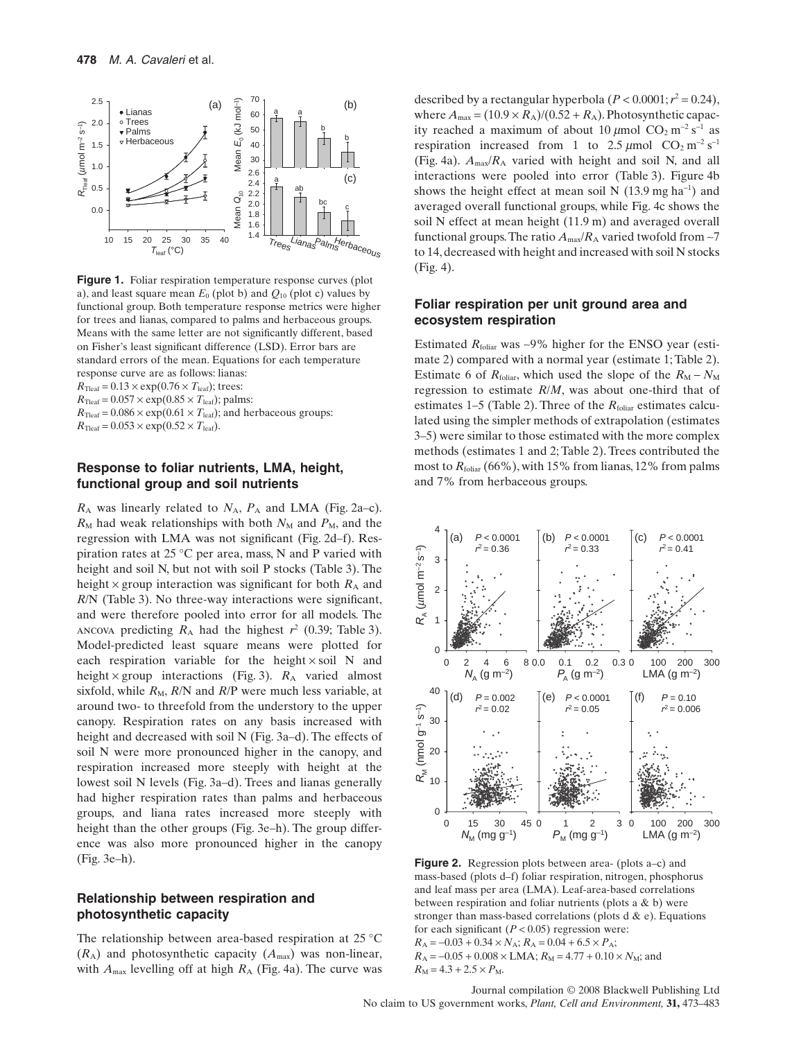**Figure 1.** Foliar respiration temperature response curves (plot a), and least square mean $E_0$ (plot b) and $Q_{10}$ (plot c) values by functional group. Both temperature response metrics were higher for trees and lianas, compared to palms and herbaceous groups. Means with the same letter are not significantly different, based on Fisher's least significant difference (LSD). Error bars are standard errors of the mean. Equations for each temperature response curve are as follows: lianas: $R_{Tleaf} = 0.13 \times \exp(0.76 \times T_{leaf})$; trees: $R_{Tleaf} = 0.057 \times \exp(0.85 \times T_{leaf})$; palms: $R_{Tleaf} = 0.086 \times \exp(0.61 \times T_{leaf})$; and herbaceous groups: $R_{Tleaf} = 0.053 \times \exp(0.52 \times T_{leaf})$.

### Response to foliar nutrients, LMA, height, functional group and soil nutrients

$R_A$ was linearly related to $N_A$, $P_A$ and LMA (Fig. 2a–c). $R_M$ had weak relationships with both $N_M$ and $P_M$, and the regression with LMA was not significant (Fig. 2d–f). Respiration rates at 25 °C per area, mass, N and P varied with height and soil N, but not with soil P stocks (Table 3). The height × group interaction was significant for both $R_A$ and $R/N$ (Table 3). No three-way interactions were significant, and were therefore pooled into error for all models. The ANCOVA predicting $R_A$ had the highest $r^2$ (0.39; Table 3). Model-predicted least square means were plotted for each respiration variable for the height × soil N and height × group interactions (Fig. 3). $R_A$ varied almost sixfold, while $R_M$, $R/N$ and $R/P$ were much less variable, at around two- to threefold from the understory to the upper canopy. Respiration rates on any basis increased with height and decreased with soil N (Fig. 3a–d). The effects of soil N were more pronounced higher in the canopy, and respiration increased more steeply with height at the lowest soil N levels (Fig. 3a–d). Trees and lianas generally had higher respiration rates than palms and herbaceous groups, and liana rates increased more steeply with height than the other groups (Fig. 3e–h). The group difference was also more pronounced higher in the canopy (Fig. 3e–h).

### Relationship between respiration and photosynthetic capacity

The relationship between area-based respiration at 25 °C ($R_A$) and photosynthetic capacity ($A_{max}$) was non-linear, with $A_{max}$ levelling off at high $R_A$ (Fig. 4a). The curve was described by a rectangular hyperbola ($P < 0.0001$; $r^2 = 0.24$), where $A_{max} = (10.9 \times R_A)/(0.52 + R_A)$. Photosynthetic capacity reached a maximum of about 10 $\mu$mol $CO_2$ m$^{-2}$ s$^{-1}$ as respiration increased from 1 to 2.5 $\mu$mol $CO_2$ m$^{-2}$ s$^{-1}$ (Fig. 4a). $A_{max}/R_A$ varied with height and soil N, and all interactions were pooled into error (Table 3). Figure 4b shows the height effect at mean soil N (13.9 mg ha$^{-1}$) and averaged overall functional groups, while Fig. 4c shows the soil N effect at mean height (11.9 m) and averaged overall functional groups. The ratio $A_{max}/R_A$ varied twofold from ~7 to 14, decreased with height and increased with soil N stocks (Fig. 4).

### Foliar respiration per unit ground area and ecosystem respiration

Estimated $R_{foliar}$ was ~9% higher for the ENSO year (estimate 2) compared with a normal year (estimate 1; Table 2). Estimate 6 of $R_{foliar}$, which used the slope of the $R_M - N_M$ regression to estimate $R/M$, was about one-third that of estimates 1–5 (Table 2). Three of the $R_{foliar}$ estimates calculated using the simpler methods of extrapolation (estimates 3–5) were similar to those estimated with the more complex methods (estimates 1 and 2; Table 2). Trees contributed the most to $R_{foliar}$ (66%), with 15% from lianas, 12% from palms and 7% from herbaceous groups.

**Figure 2.** Regression plots between area- (plots a–c) and mass-based (plots d–f) foliar respiration, nitrogen, phosphorus and leaf mass per area (LMA). Leaf-area-based correlations between respiration and foliar nutrients (plots a & b) were stronger than mass-based correlations (plots d & e). Equations for each significant ($P < 0.05$) regression were: $R_A = -0.03 + 0.34 \times N_A$; $R_A = 0.04 + 6.5 \times P_A$; $R_A = -0.05 + 0.008 \times$ LMA; $R_M = 4.77 + 0.10 \times N_M$; and $R_M = 4.3 + 2.5 \times P_M$.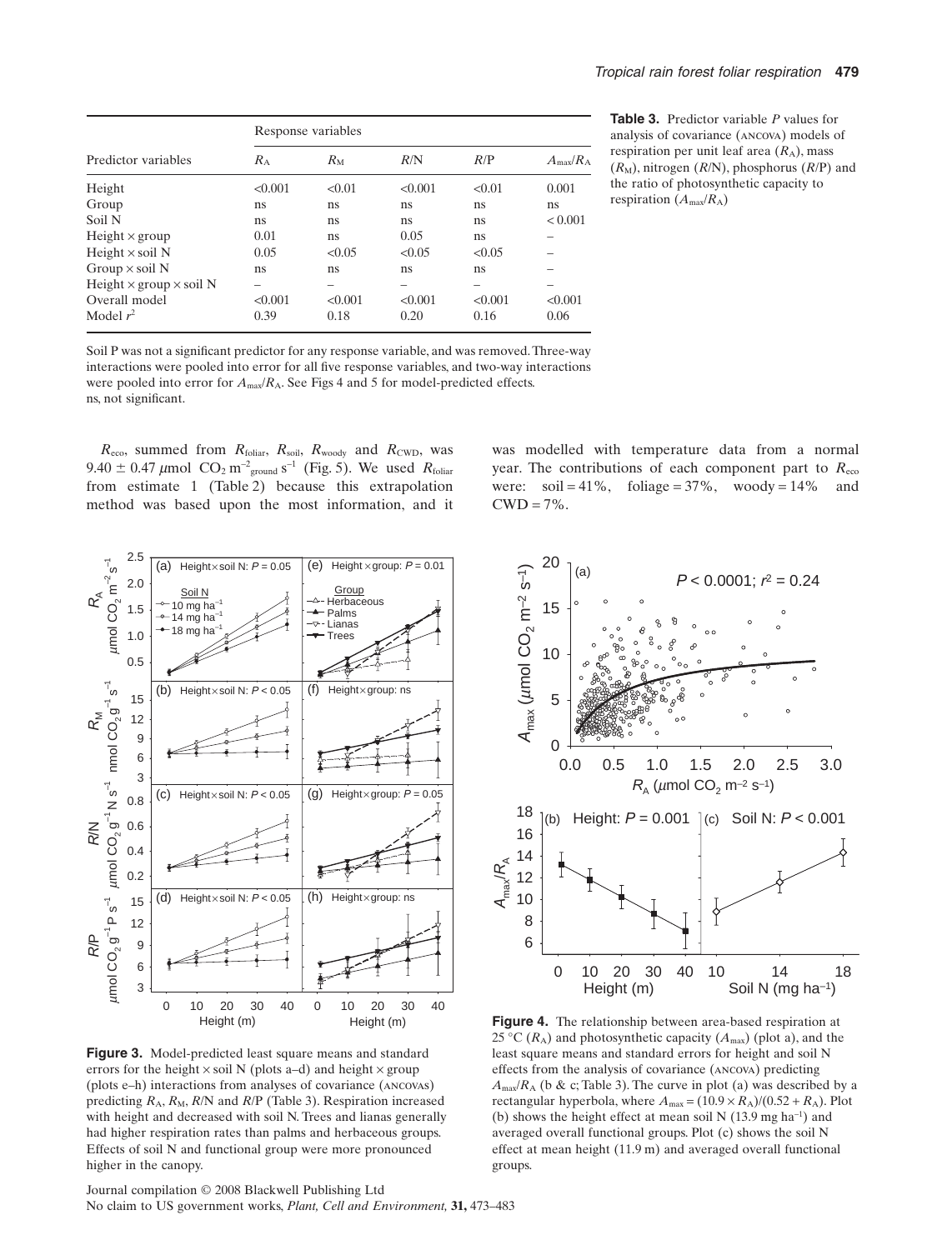**Table 3.** Predictor variable *P* values for analysis of covariance (ANCOVA) models of respiration per unit leaf area ($R_A$), mass ($R_M$), nitrogen ($R$/N), phosphorus ($R$/P) and the ratio of photosynthetic capacity to respiration ($A_{max}/R_A$)

| Predictor variables | Response variables | | | | |
|---|---|---|---|---|---|
| | $R_A$ | $R_M$ | $R$/N | $R$/P | $A_{max}/R_A$ |
| Height | <0.001 | <0.01 | <0.001 | <0.01 | 0.001 |
| Group | ns | ns | ns | ns | ns |
| Soil N | ns | ns | ns | ns | < 0.001 |
| Height × group | 0.01 | ns | 0.05 | ns | – |
| Height × soil N | 0.05 | <0.05 | <0.05 | <0.05 | – |
| Group × soil N | ns | ns | ns | ns | – |
| Height × group × soil N | – | – | – | – | – |
| Overall model | <0.001 | <0.001 | <0.001 | <0.001 | <0.001 |
| Model $r^2$ | 0.39 | 0.18 | 0.20 | 0.16 | 0.06 |

Soil P was not a significant predictor for any response variable, and was removed. Three-way interactions were pooled into error for all five response variables, and two-way interactions were pooled into error for $A_{max}/R_A$. See Figs 4 and 5 for model-predicted effects.
ns, not significant.

$R_{eco}$, summed from $R_{foliar}$, $R_{soil}$, $R_{woody}$ and $R_{CWD}$, was $9.40 \pm 0.47$ $\mu$mol $CO_2$ $m^{-2}_{ground}$ $s^{-1}$ (Fig. 5). We used $R_{foliar}$ from estimate 1 (Table 2) because this extrapolation method was based upon the most information, and it was modelled with temperature data from a normal year. The contributions of each component part to $R_{eco}$ were: soil = 41%, foliage = 37%, woody = 14% and CWD = 7%.

**Figure 3.** Model-predicted least square means and standard errors for the height × soil N (plots a–d) and height × group (plots e–h) interactions from analyses of covariance (ANCOVAs) predicting $R_A$, $R_M$, $R$/N and $R$/P (Table 3). Respiration increased with height and decreased with soil N. Trees and lianas generally had higher respiration rates than palms and herbaceous groups. Effects of soil N and functional group were more pronounced higher in the canopy.

**Figure 4.** The relationship between area-based respiration at 25 °C ($R_A$) and photosynthetic capacity ($A_{max}$) (plot a), and the least square means and standard errors for height and soil N effects from the analysis of covariance (ANCOVA) predicting $A_{max}/R_A$ (b & c; Table 3). The curve in plot (a) was described by a rectangular hyperbola, where $A_{max} = (10.9 \times R_A)/(0.52 + R_A)$. Plot (b) shows the height effect at mean soil N (13.9 mg ha$^{-1}$) and averaged overall functional groups. Plot (c) shows the soil N effect at mean height (11.9 m) and averaged overall functional groups.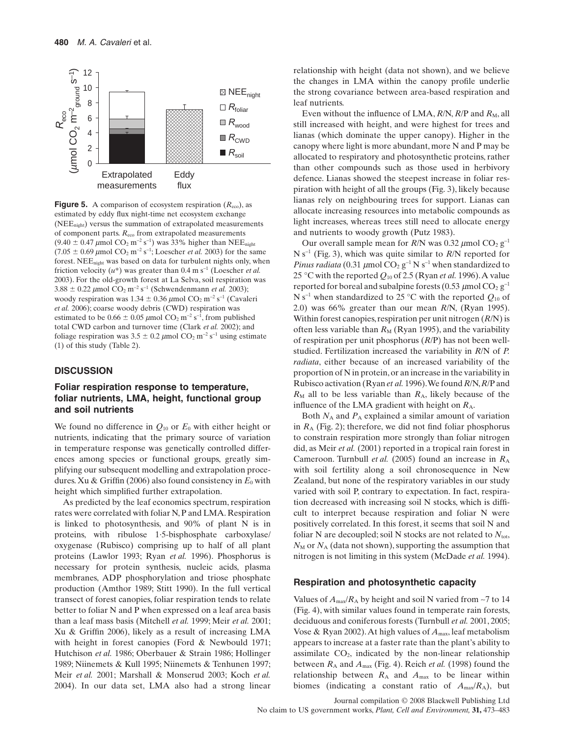**Figure 5.** A comparison of ecosystem respiration ($R_{eco}$), as estimated by eddy flux night-time net ecosystem exchange ($NEE_{night}$) versus the summation of extrapolated measurements of component parts. $R_{eco}$ from extrapolated measurements ($9.40 \pm 0.47$ $\mu$mol $CO_2$ $m^{-2}$ $s^{-1}$) was 33% higher than $NEE_{night}$ ($7.05 \pm 0.69$ $\mu$mol $CO_2$ $m^{-2}$ $s^{-1}$; Loescher *et al.* 2003) for the same forest. $NEE_{night}$ was based on data for turbulent nights only, when friction velocity ($u^*$) was greater than 0.4 m $s^{-1}$ (Loescher *et al.* 2003). For the old-growth forest at La Selva, soil respiration was $3.88 \pm 0.22$ $\mu$mol $CO_2$ $m^{-2}$ $s^{-1}$ (Schwendenmann *et al.* 2003); woody respiration was $1.34 \pm 0.36$ $\mu$mol $CO_2$ $m^{-2}$ $s^{-1}$ (Cavaleri *et al.* 2006); coarse woody debris (CWD) respiration was estimated to be $0.66 \pm 0.05$ $\mu$mol $CO_2$ $m^{-2}$ $s^{-1}$, from published total CWD carbon and turnover time (Clark *et al.* 2002); and foliage respiration was $3.5 \pm 0.2$ $\mu$mol $CO_2$ $m^{-2}$ $s^{-1}$ using estimate (1) of this study (Table 2).

## DISCUSSION

### Foliar respiration response to temperature, foliar nutrients, LMA, height, functional group and soil nutrients

We found no difference in $Q_{10}$ or $E_0$ with either height or nutrients, indicating that the primary source of variation in temperature response was genetically controlled differences among species or functional groups, greatly simplifying our subsequent modelling and extrapolation procedures. Xu & Griffin (2006) also found consistency in $E_0$ with height which simplified further extrapolation.

As predicted by the leaf economics spectrum, respiration rates were correlated with foliar N, P and LMA. Respiration is linked to photosynthesis, and 90% of plant N is in proteins, with ribulose 1·5-bisphosphate carboxylase/oxygenase (Rubisco) comprising up to half of all plant proteins (Lawlor 1993; Ryan *et al.* 1996). Phosphorus is necessary for protein synthesis, nucleic acids, plasma membranes, ADP phosphorylation and triose phosphate production (Amthor 1989; Stitt 1990). In the full vertical transect of forest canopies, foliar respiration tends to relate better to foliar N and P when expressed on a leaf area basis than a leaf mass basis (Mitchell *et al.* 1999; Meir *et al.* 2001; Xu & Griffin 2006), likely as a result of increasing LMA with height in forest canopies (Ford & Newbould 1971; Hutchison *et al.* 1986; Oberbauer & Strain 1986; Hollinger 1989; Niinemets & Kull 1995; Niinemets & Tenhunen 1997; Meir *et al.* 2001; Marshall & Monserud 2003; Koch *et al.* 2004). In our data set, LMA also had a strong linear relationship with height (data not shown), and we believe the changes in LMA within the canopy profile underlie the strong covariance between area-based respiration and leaf nutrients.

Even without the influence of LMA, $R/N$, $R/P$ and $R_M$, all still increased with height, and were highest for trees and lianas (which dominate the upper canopy). Higher in the canopy where light is more abundant, more N and P may be allocated to respiratory and photosynthetic proteins, rather than other compounds such as those used in herbivory defence. Lianas showed the steepest increase in foliar respiration with height of all the groups (Fig. 3), likely because lianas rely on neighbouring trees for support. Lianas can allocate increasing resources into metabolic compounds as light increases, whereas trees still need to allocate energy and nutrients to woody growth (Putz 1983).

Our overall sample mean for $R/N$ was 0.32 $\mu$mol $CO_2$ $g^{-1}$ N $s^{-1}$ (Fig. 3), which was quite similar to $R/N$ reported for *Pinus radiata* (0.31 $\mu$mol $CO_2$ $g^{-1}$ N $s^{-1}$ when standardized to 25 °C with the reported $Q_{10}$ of 2.5 (Ryan *et al.* 1996). A value reported for boreal and subalpine forests (0.53 $\mu$mol $CO_2$ $g^{-1}$ N $s^{-1}$ when standardized to 25 °C with the reported $Q_{10}$ of 2.0) was 66% greater than our mean $R/N$, (Ryan 1995). Within forest canopies, respiration per unit nitrogen ($R/N$) is often less variable than $R_M$ (Ryan 1995), and the variability of respiration per unit phosphorus ($R/P$) has not been well-studied. Fertilization increased the variability in $R/N$ of *P. radiata*, either because of an increased variability of the proportion of N in protein, or an increase in the variability in Rubisco activation (Ryan *et al.* 1996). We found $R/N$, $R/P$ and $R_M$ all to be less variable than $R_A$, likely because of the influence of the LMA gradient with height on $R_A$.

Both $N_A$ and $P_A$ explained a similar amount of variation in $R_A$ (Fig. 2); therefore, we did not find foliar phosphorus to constrain respiration more strongly than foliar nitrogen did, as Meir *et al.* (2001) reported in a tropical rain forest in Cameroon. Turnbull *et al.* (2005) found an increase in $R_A$ with soil fertility along a soil chronosequence in New Zealand, but none of the respiratory variables in our study varied with soil P, contrary to expectation. In fact, respiration decreased with increasing soil N stocks, which is difficult to interpret because respiration and foliar N were positively correlated. In this forest, it seems that soil N and foliar N are decoupled; soil N stocks are not related to $N_{tot}$, $N_M$ or $N_A$ (data not shown), supporting the assumption that nitrogen is not limiting in this system (McDade *et al.* 1994).

### Respiration and photosynthetic capacity

Values of $A_{max}/R_A$ by height and soil N varied from ~7 to 14 (Fig. 4), with similar values found in temperate rain forests, deciduous and coniferous forests (Turnbull *et al.* 2001, 2005; Vose & Ryan 2002). At high values of $A_{max}$, leaf metabolism appears to increase at a faster rate than the plant's ability to assimilate $CO_2$, indicated by the non-linear relationship between $R_A$ and $A_{max}$ (Fig. 4). Reich *et al.* (1998) found the relationship between $R_A$ and $A_{max}$ to be linear within biomes (indicating a constant ratio of $A_{max}/R_A$), but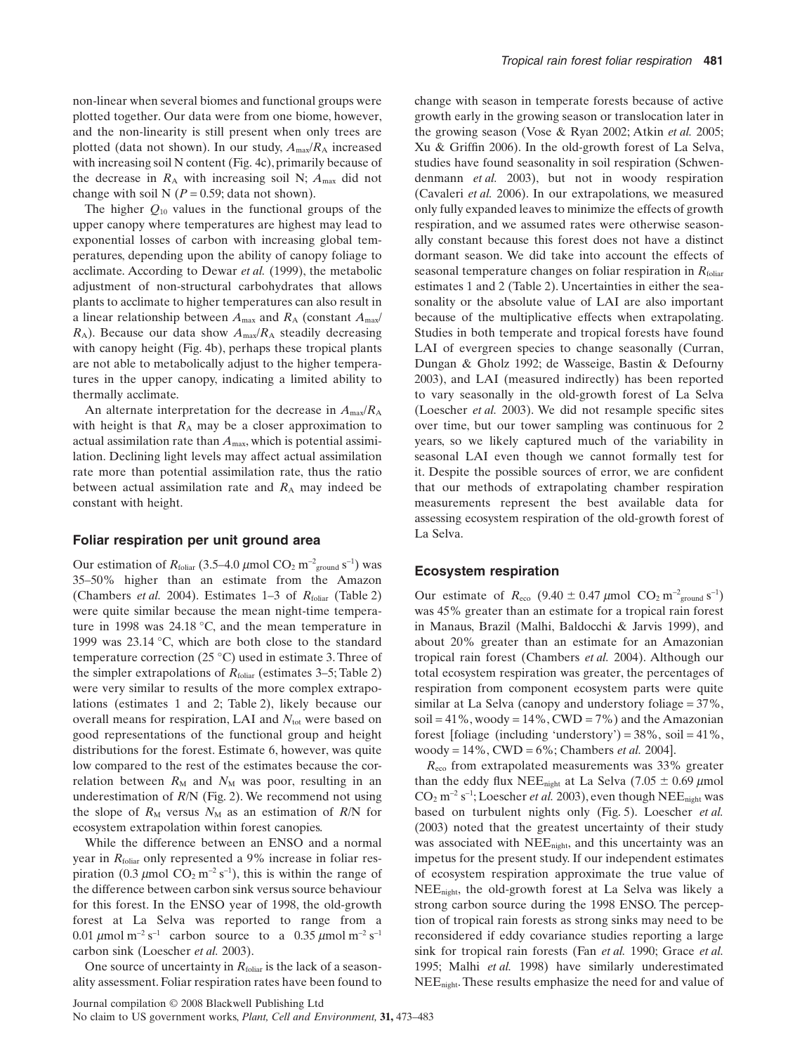non-linear when several biomes and functional groups were plotted together. Our data were from one biome, however, and the non-linearity is still present when only trees are plotted (data not shown). In our study, $A_{max}/R_A$ increased with increasing soil N content (Fig. 4c), primarily because of the decrease in $R_A$ with increasing soil N; $A_{max}$ did not change with soil N ($P = 0.59$; data not shown).

The higher $Q_{10}$ values in the functional groups of the upper canopy where temperatures are highest may lead to exponential losses of carbon with increasing global temperatures, depending upon the ability of canopy foliage to acclimate. According to Dewar *et al.* (1999), the metabolic adjustment of non-structural carbohydrates that allows plants to acclimate to higher temperatures can also result in a linear relationship between $A_{max}$ and $R_A$ (constant $A_{max}/R_A$). Because our data show $A_{max}/R_A$ steadily decreasing with canopy height (Fig. 4b), perhaps these tropical plants are not able to metabolically adjust to the higher temperatures in the upper canopy, indicating a limited ability to thermally acclimate.

An alternate interpretation for the decrease in $A_{max}/R_A$ with height is that $R_A$ may be a closer approximation to actual assimilation rate than $A_{max}$, which is potential assimilation. Declining light levels may affect actual assimilation rate more than potential assimilation rate, thus the ratio between actual assimilation rate and $R_A$ may indeed be constant with height.

## Foliar respiration per unit ground area

Our estimation of $R_{foliar}$ (3.5–4.0 $\mu$mol $CO_2$ $m^{-2}_{ground}$ $s^{-1}$) was 35–50% higher than an estimate from the Amazon (Chambers *et al.* 2004). Estimates 1–3 of $R_{foliar}$ (Table 2) were quite similar because the mean night-time temperature in 1998 was 24.18 °C, and the mean temperature in 1999 was 23.14 °C, which are both close to the standard temperature correction (25 °C) used in estimate 3. Three of the simpler extrapolations of $R_{foliar}$ (estimates 3–5; Table 2) were very similar to results of the more complex extrapolations (estimates 1 and 2; Table 2), likely because our overall means for respiration, LAI and $N_{tot}$ were based on good representations of the functional group and height distributions for the forest. Estimate 6, however, was quite low compared to the rest of the estimates because the correlation between $R_M$ and $N_M$ was poor, resulting in an underestimation of $R$/N (Fig. 2). We recommend not using the slope of $R_M$ versus $N_M$ as an estimation of $R$/N for ecosystem extrapolation within forest canopies.

While the difference between an ENSO and a normal year in $R_{foliar}$ only represented a 9% increase in foliar respiration (0.3 $\mu$mol $CO_2$ $m^{-2}$ $s^{-1}$), this is within the range of the difference between carbon sink versus source behaviour for this forest. In the ENSO year of 1998, the old-growth forest at La Selva was reported to range from a 0.01 $\mu$mol $m^{-2}$ $s^{-1}$ carbon source to a 0.35 $\mu$mol $m^{-2}$ $s^{-1}$ carbon sink (Loescher *et al.* 2003).

One source of uncertainty in $R_{foliar}$ is the lack of a seasonality assessment. Foliar respiration rates have been found to change with season in temperate forests because of active growth early in the growing season or translocation later in the growing season (Vose & Ryan 2002; Atkin *et al.* 2005; Xu & Griffin 2006). In the old-growth forest of La Selva, studies have found seasonality in soil respiration (Schwendenmann *et al.* 2003), but not in woody respiration (Cavaleri *et al.* 2006). In our extrapolations, we measured only fully expanded leaves to minimize the effects of growth respiration, and we assumed rates were otherwise seasonally constant because this forest does not have a distinct dormant season. We did take into account the effects of seasonal temperature changes on foliar respiration in $R_{foliar}$ estimates 1 and 2 (Table 2). Uncertainties in either the seasonality or the absolute value of LAI are also important because of the multiplicative effects when extrapolating. Studies in both temperate and tropical forests have found LAI of evergreen species to change seasonally (Curran, Dungan & Gholz 1992; de Wasseige, Bastin & Defourny 2003), and LAI (measured indirectly) has been reported to vary seasonally in the old-growth forest of La Selva (Loescher *et al.* 2003). We did not resample specific sites over time, but our tower sampling was continuous for 2 years, so we likely captured much of the variability in seasonal LAI even though we cannot formally test for it. Despite the possible sources of error, we are confident that our methods of extrapolating chamber respiration measurements represent the best available data for assessing ecosystem respiration of the old-growth forest of La Selva.

## Ecosystem respiration

Our estimate of $R_{eco}$ (9.40 ± 0.47 $\mu$mol $CO_2$ $m^{-2}_{ground}$ $s^{-1}$) was 45% greater than an estimate for a tropical rain forest in Manaus, Brazil (Malhi, Baldocchi & Jarvis 1999), and about 20% greater than an estimate for an Amazonian tropical rain forest (Chambers *et al.* 2004). Although our total ecosystem respiration was greater, the percentages of respiration from component ecosystem parts were quite similar at La Selva (canopy and understory foliage = 37%, soil = 41%, woody = 14%, CWD = 7%) and the Amazonian forest [foliage (including 'understory') = 38%, soil = 41%, woody = 14%, CWD = 6%; Chambers *et al.* 2004].

$R_{eco}$ from extrapolated measurements was 33% greater than the eddy flux $NEE_{night}$ at La Selva (7.05 ± 0.69 $\mu$mol $CO_2$ $m^{-2}$ $s^{-1}$; Loescher *et al.* 2003), even though $NEE_{night}$ was based on turbulent nights only (Fig. 5). Loescher *et al.* (2003) noted that the greatest uncertainty of their study was associated with $NEE_{night}$, and this uncertainty was an impetus for the present study. If our independent estimates of ecosystem respiration approximate the true value of $NEE_{night}$, the old-growth forest at La Selva was likely a strong carbon source during the 1998 ENSO. The perception of tropical rain forests as strong sinks may need to be reconsidered if eddy covariance studies reporting a large sink for tropical rain forests (Fan *et al.* 1990; Grace *et al.* 1995; Malhi *et al.* 1998) have similarly underestimated $NEE_{night}$. These results emphasize the need for and value of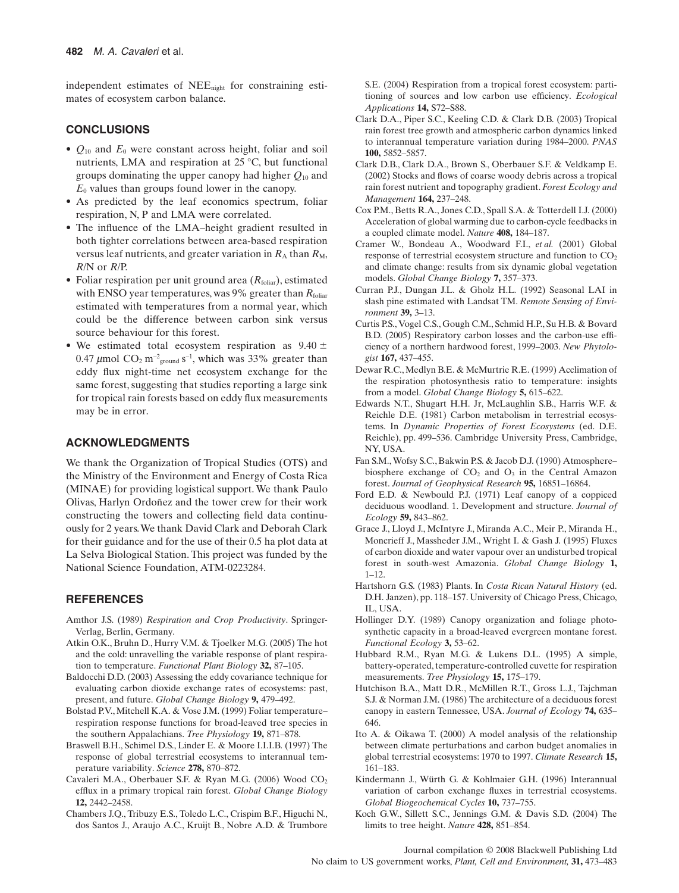independent estimates of $NEE_{night}$ for constraining estimates of ecosystem carbon balance.

## CONCLUSIONS

- $Q_{10}$ and $E_0$ were constant across height, foliar and soil nutrients, LMA and respiration at 25 °C, but functional groups dominating the upper canopy had higher $Q_{10}$ and $E_0$ values than groups found lower in the canopy.
- As predicted by the leaf economics spectrum, foliar respiration, N, P and LMA were correlated.
- The influence of the LMA–height gradient resulted in both tighter correlations between area-based respiration versus leaf nutrients, and greater variation in $R_A$ than $R_M$, $R$/N or $R$/P.
- Foliar respiration per unit ground area ($R_{foliar}$), estimated with ENSO year temperatures, was 9% greater than $R_{foliar}$ estimated with temperatures from a normal year, which could be the difference between carbon sink versus source behaviour for this forest.
- We estimated total ecosystem respiration as 9.40 ± 0.47 $\mu$mol $CO_2$ $m^{-2}_{ground}$ $s^{-1}$, which was 33% greater than eddy flux night-time net ecosystem exchange for the same forest, suggesting that studies reporting a large sink for tropical rain forests based on eddy flux measurements may be in error.

## ACKNOWLEDGMENTS

We thank the Organization of Tropical Studies (OTS) and the Ministry of the Environment and Energy of Costa Rica (MINAE) for providing logistical support. We thank Paulo Olivas, Harlyn Ordoñez and the tower crew for their work constructing the towers and collecting field data continuously for 2 years. We thank David Clark and Deborah Clark for their guidance and for the use of their 0.5 ha plot data at La Selva Biological Station. This project was funded by the National Science Foundation, ATM-0223284.

## REFERENCES

Amthor J.S. (1989) *Respiration and Crop Productivity*. Springer-Verlag, Berlin, Germany.

Atkin O.K., Bruhn D., Hurry V.M. & Tjoelker M.G. (2005) The hot and the cold: unravelling the variable response of plant respiration to temperature. *Functional Plant Biology* **32,** 87–105.

Baldocchi D.D. (2003) Assessing the eddy covariance technique for evaluating carbon dioxide exchange rates of ecosystems: past, present, and future. *Global Change Biology* **9,** 479–492.

Bolstad P.V., Mitchell K.A. & Vose J.M. (1999) Foliar temperature–respiration response functions for broad-leaved tree species in the southern Appalachians. *Tree Physiology* **19,** 871–878.

Braswell B.H., Schimel D.S., Linder E. & Moore I.I.I.B. (1997) The response of global terrestrial ecosystems to interannual temperature variability. *Science* **278,** 870–872.

Cavaleri M.A., Oberbauer S.F. & Ryan M.G. (2006) Wood $CO_2$ efflux in a primary tropical rain forest. *Global Change Biology* **12,** 2442–2458.

Chambers J.Q., Tribuzy E.S., Toledo L.C., Crispim B.F., Higuchi N., dos Santos J., Araujo A.C., Kruijt B., Nobre A.D. & Trumbore S.E. (2004) Respiration from a tropical forest ecosystem: partitioning of sources and low carbon use efficiency. *Ecological Applications* **14,** S72–S88.

Clark D.A., Piper S.C., Keeling C.D. & Clark D.B. (2003) Tropical rain forest tree growth and atmospheric carbon dynamics linked to interannual temperature variation during 1984–2000. *PNAS* **100,** 5852–5857.

Clark D.B., Clark D.A., Brown S., Oberbauer S.F. & Veldkamp E. (2002) Stocks and flows of coarse woody debris across a tropical rain forest nutrient and topography gradient. *Forest Ecology and Management* **164,** 237–248.

Cox P.M., Betts R.A., Jones C.D., Spall S.A. & Totterdell I.J. (2000) Acceleration of global warming due to carbon-cycle feedbacks in a coupled climate model. *Nature* **408,** 184–187.

Cramer W., Bondeau A., Woodward F.I., *et al.* (2001) Global response of terrestrial ecosystem structure and function to $CO_2$ and climate change: results from six dynamic global vegetation models. *Global Change Biology* **7,** 357–373.

Curran P.J., Dungan J.L. & Gholz H.L. (1992) Seasonal LAI in slash pine estimated with Landsat TM. *Remote Sensing of Environment* **39,** 3–13.

Curtis P.S., Vogel C.S., Gough C.M., Schmid H.P., Su H.B. & Bovard B.D. (2005) Respiratory carbon losses and the carbon-use efficiency of a northern hardwood forest, 1999–2003. *New Phytologist* **167,** 437–455.

Dewar R.C., Medlyn B.E. & McMurtrie R.E. (1999) Acclimation of the respiration photosynthesis ratio to temperature: insights from a model. *Global Change Biology* **5,** 615–622.

Edwards N.T., Shugart H.H. Jr, McLaughlin S.B., Harris W.F. & Reichle D.E. (1981) Carbon metabolism in terrestrial ecosystems. In *Dynamic Properties of Forest Ecosystems* (ed. D.E. Reichle), pp. 499–536. Cambridge University Press, Cambridge, NY, USA.

Fan S.M., Wofsy S.C., Bakwin P.S. & Jacob D.J. (1990) Atmosphere–biosphere exchange of $CO_2$ and $O_3$ in the Central Amazon forest. *Journal of Geophysical Research* **95,** 16851–16864.

Ford E.D. & Newbould P.J. (1971) Leaf canopy of a coppiced deciduous woodland. 1. Development and structure. *Journal of Ecology* **59,** 843–862.

Grace J., Lloyd J., McIntyre J., Miranda A.C., Meir P., Miranda H., Moncrieff J., Massheder J.M., Wright I. & Gash J. (1995) Fluxes of carbon dioxide and water vapour over an undisturbed tropical forest in south-west Amazonia. *Global Change Biology* **1,** 1–12.

Hartshorn G.S. (1983) Plants. In *Costa Rican Natural History* (ed. D.H. Janzen), pp. 118–157. University of Chicago Press, Chicago, IL, USA.

Hollinger D.Y. (1989) Canopy organization and foliage photosynthetic capacity in a broad-leaved evergreen montane forest. *Functional Ecology* **3,** 53–62.

Hubbard R.M., Ryan M.G. & Lukens D.L. (1995) A simple, battery-operated, temperature-controlled cuvette for respiration measurements. *Tree Physiology* **15,** 175–179.

Hutchison B.A., Matt D.R., McMillen R.T., Gross L.J., Tajchman S.J. & Norman J.M. (1986) The architecture of a deciduous forest canopy in eastern Tennessee, USA. *Journal of Ecology* **74,** 635–646.

Ito A. & Oikawa T. (2000) A model analysis of the relationship between climate perturbations and carbon budget anomalies in global terrestrial ecosystems: 1970 to 1997. *Climate Research* **15,** 161–183.

Kindermann J., Würth G. & Kohlmaier G.H. (1996) Interannual variation of carbon exchange fluxes in terrestrial ecosystems. *Global Biogeochemical Cycles* **10,** 737–755.

Koch G.W., Sillett S.C., Jennings G.M. & Davis S.D. (2004) The limits to tree height. *Nature* **428,** 851–854.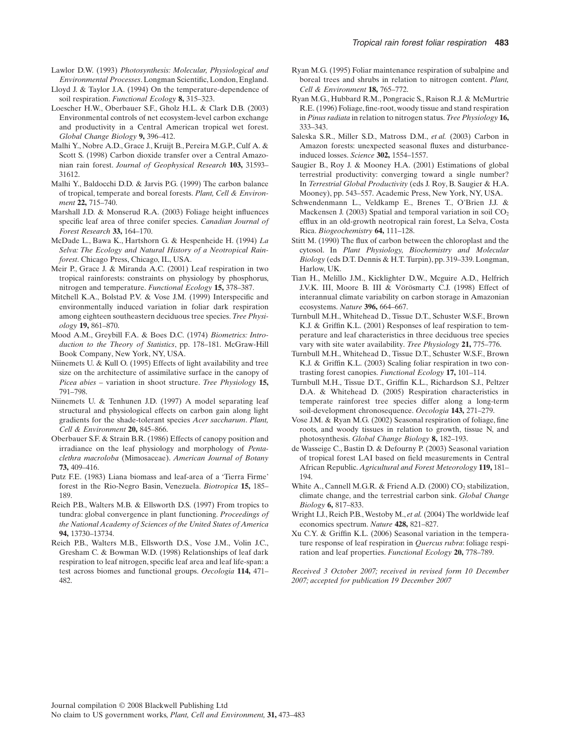Lawlor D.W. (1993) *Photosynthesis: Molecular, Physiological and Environmental Processes*. Longman Scientific, London, England.

Lloyd J. & Taylor J.A. (1994) On the temperature-dependence of soil respiration. *Functional Ecology* **8,** 315–323.

Loescher H.W., Oberbauer S.F., Gholz H.L. & Clark D.B. (2003) Environmental controls of net ecosystem-level carbon exchange and productivity in a Central American tropical wet forest. *Global Change Biology* **9,** 396–412.

Malhi Y., Nobre A.D., Grace J., Kruijt B., Pereira M.G.P., Culf A. & Scott S. (1998) Carbon dioxide transfer over a Central Amazonian rain forest. *Journal of Geophysical Research* **103,** 31593–31612.

Malhi Y., Baldocchi D.D. & Jarvis P.G. (1999) The carbon balance of tropical, temperate and boreal forests. *Plant, Cell & Environment* **22,** 715–740.

Marshall J.D. & Monserud R.A. (2003) Foliage height influences specific leaf area of three conifer species. *Canadian Journal of Forest Research* **33,** 164–170.

McDade L., Bawa K., Hartshorn G. & Hespenheide H. (1994) *La Selva: The Ecology and Natural History of a Neotropical Rainforest*. Chicago Press, Chicago, IL, USA.

Meir P., Grace J. & Miranda A.C. (2001) Leaf respiration in two tropical rainforests: constraints on physiology by phosphorus, nitrogen and temperature. *Functional Ecology* **15,** 378–387.

Mitchell K.A., Bolstad P.V. & Vose J.M. (1999) Interspecific and environmentally induced variation in foliar dark respiration among eighteen southeastern deciduous tree species. *Tree Physiology* **19,** 861–870.

Mood A.M., Greybill F.A. & Boes D.C. (1974) *Biometrics: Introduction to the Theory of Statistics*, pp. 178–181. McGraw-Hill Book Company, New York, NY, USA.

Niinemets U. & Kull O. (1995) Effects of light availability and tree size on the architecture of assimilative surface in the canopy of *Picea abies* – variation in shoot structure. *Tree Physiology* **15,** 791–798.

Niinemets U. & Tenhunen J.D. (1997) A model separating leaf structural and physiological effects on carbon gain along light gradients for the shade-tolerant species *Acer saccharum*. *Plant, Cell & Environment* **20,** 845–866.

Oberbauer S.F. & Strain B.R. (1986) Effects of canopy position and irradiance on the leaf physiology and morphology of *Pentaclethra macroloba* (Mimosaceae). *American Journal of Botany* **73,** 409–416.

Putz F.E. (1983) Liana biomass and leaf-area of a 'Tierra Firme' forest in the Rio-Negro Basin, Venezuela. *Biotropica* **15,** 185–189.

Reich P.B., Walters M.B. & Ellsworth D.S. (1997) From tropics to tundra: global convergence in plant functioning. *Proceedings of the National Academy of Sciences of the United States of America* **94,** 13730–13734.

Reich P.B., Walters M.B., Ellsworth D.S., Vose J.M., Volin J.C., Gresham C. & Bowman W.D. (1998) Relationships of leaf dark respiration to leaf nitrogen, specific leaf area and leaf life-span: a test across biomes and functional groups. *Oecologia* **114,** 471–482.

Ryan M.G. (1995) Foliar maintenance respiration of subalpine and boreal trees and shrubs in relation to nitrogen content. *Plant, Cell & Environment* **18,** 765–772.

Ryan M.G., Hubbard R.M., Pongracic S., Raison R.J. & McMurtrie R.E. (1996) Foliage, fine-root, woody tissue and stand respiration in *Pinus radiata* in relation to nitrogen status. *Tree Physiology* **16,** 333–343.

Saleska S.R., Miller S.D., Matross D.M., *et al.* (2003) Carbon in Amazon forests: unexpected seasonal fluxes and disturbance-induced losses. *Science* **302,** 1554–1557.

Saugier B., Roy J. & Mooney H.A. (2001) Estimations of global terrestrial productivity: converging toward a single number? In *Terrestrial Global Productivity* (eds J. Roy, B. Saugier & H.A. Mooney), pp. 543–557. Academic Press, New York, NY, USA.

Schwendenmann L., Veldkamp E., Brenes T., O'Brien J.J. & Mackensen J. (2003) Spatial and temporal variation in soil $CO_2$ efflux in an old-growth neotropical rain forest, La Selva, Costa Rica. *Biogeochemistry* **64,** 111–128.

Stitt M. (1990) The flux of carbon between the chloroplast and the cytosol. In *Plant Physiology, Biochemistry and Molecular Biology* (eds D.T. Dennis & H.T. Turpin), pp. 319–339. Longman, Harlow, UK.

Tian H., Melillo J.M., Kicklighter D.W., Mcguire A.D., Helfrich J.V.K. III, Moore B. III & Vörösmarty C.J. (1998) Effect of interannual climate variability on carbon storage in Amazonian ecosystems. *Nature* **396,** 664–667.

Turnbull M.H., Whitehead D., Tissue D.T., Schuster W.S.F., Brown K.J. & Griffin K.L. (2001) Responses of leaf respiration to temperature and leaf characteristics in three deciduous tree species vary with site water availability. *Tree Physiology* **21,** 775–776.

Turnbull M.H., Whitehead D., Tissue D.T., Schuster W.S.F., Brown K.J. & Griffin K.L. (2003) Scaling foliar respiration in two contrasting forest canopies. *Functional Ecology* **17,** 101–114.

Turnbull M.H., Tissue D.T., Griffin K.L., Richardson S.J., Peltzer D.A. & Whitehead D. (2005) Respiration characteristics in temperate rainforest tree species differ along a long-term soil-development chronosequence. *Oecologia* **143,** 271–279.

Vose J.M. & Ryan M.G. (2002) Seasonal respiration of foliage, fine roots, and woody tissues in relation to growth, tissue N, and photosynthesis. *Global Change Biology* **8,** 182–193.

de Wasseige C., Bastin D. & Defourny P. (2003) Seasonal variation of tropical forest LAI based on field measurements in Central African Republic. *Agricultural and Forest Meteorology* **119,** 181–194.

White A., Cannell M.G.R. & Friend A.D. (2000) $CO_2$ stabilization, climate change, and the terrestrial carbon sink. *Global Change Biology* **6,** 817–833.

Wright I.J., Reich P.B., Westoby M., *et al.* (2004) The worldwide leaf economics spectrum. *Nature* **428,** 821–827.

Xu C.Y. & Griffin K.L. (2006) Seasonal variation in the temperature response of leaf respiration in *Quercus rubra*: foliage respiration and leaf properties. *Functional Ecology* **20,** 778–789.

*Received 3 October 2007; received in revised form 10 December 2007; accepted for publication 19 December 2007*